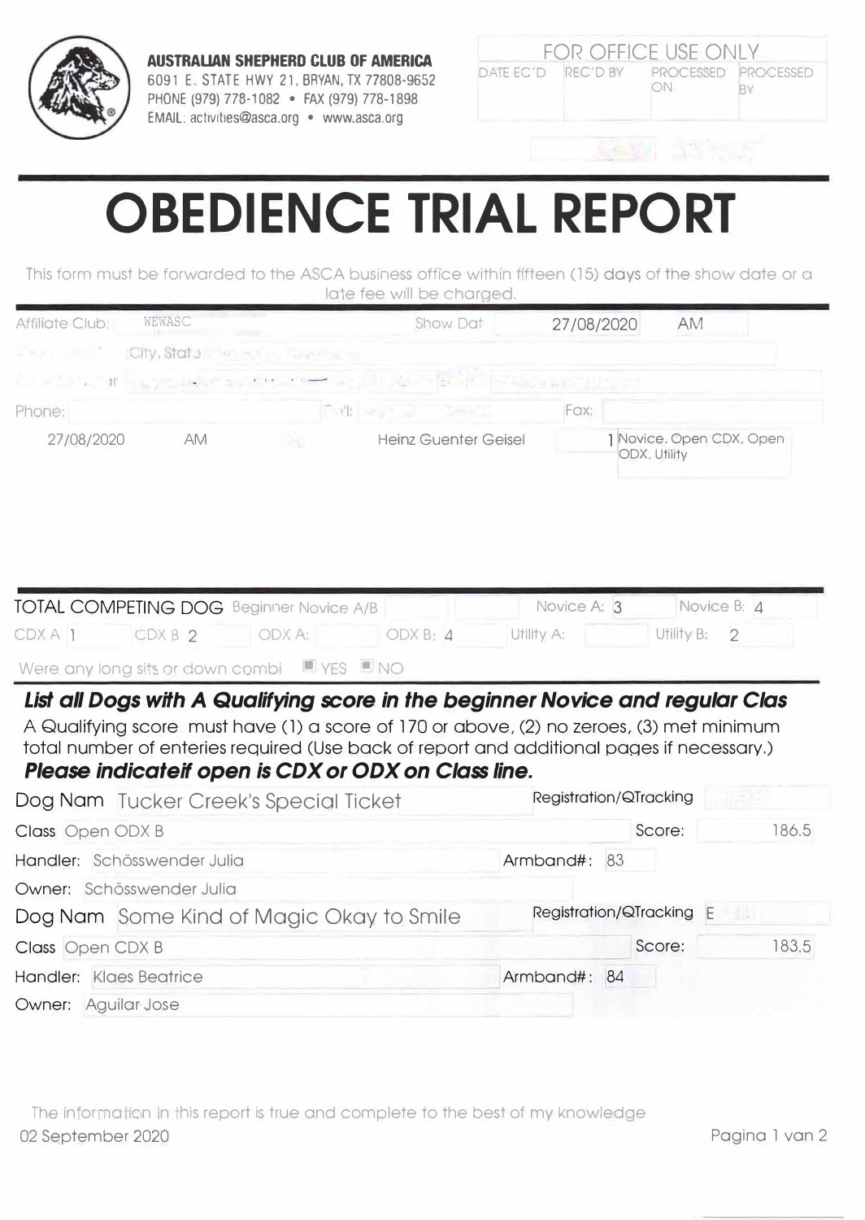**AUSTRALIAN SHEPHERD CLUB OF AMERICA**
6091 E. STATE HWY 21, BRYAN, TX 77808-9652
PHONE (979) 778-1082 • FAX (979) 778-1898
EMAIL: activities@asca.org • www.asca.org

| FOR OFFICE USE ONLY | | | |
|---|---|---|---|
| DATE EC'D | REC'D BY | PROCESSED ON | PROCESSED BY |
| | | | |

# OBEDIENCE TRIAL REPORT

This form must be forwarded to the ASCA business office within fifteen (15) days of the show date or a late fee will be charged.

Affiliate Club: WEWASC

Show Dat: 27/08/2020 AM

City, State

Phone:

Fax:

| 27/08/2020 | AM | | Heinz Guenter Geisel | 1 | Novice, Open CDX, Open ODX, Utility |
|---|---|---|---|---|---|

TOTAL COMPETING DOG

| Beginner Novice A/B | | | Novice A: 3 | Novice B: 4 |
|---|---|---|---|---|
| CDX A: 1 | CDX B: 2 | ODX A: | ODX B: 4 | Utility A: | Utility B: 2 |

Were any long sits or down combi ☐ YES ☐ NO

***List all Dogs with A Qualifying score in the beginner Novice and regular Clas***

A Qualifying score must have (1) a score of 170 or above, (2) no zeroes, (3) met minimum total number of enteries required (Use back of report and additional pages if necessary.)

***Please indicateif open is CDX or ODX on Class line.***

Dog Nam: Tucker Creek's Special Ticket — Registration/QTracking:
Class: Open ODX B — Score: 186.5
Handler: Schösswender Julia — Armband#: 83
Owner: Schösswender Julia

Dog Nam: Some Kind of Magic Okay to Smile — Registration/QTracking: E
Class: Open CDX B — Score: 183.5
Handler: Klaes Beatrice — Armband#: 84
Owner: Aguilar Jose

The information in this report is true and complete to the best of my knowledge
02 September 2020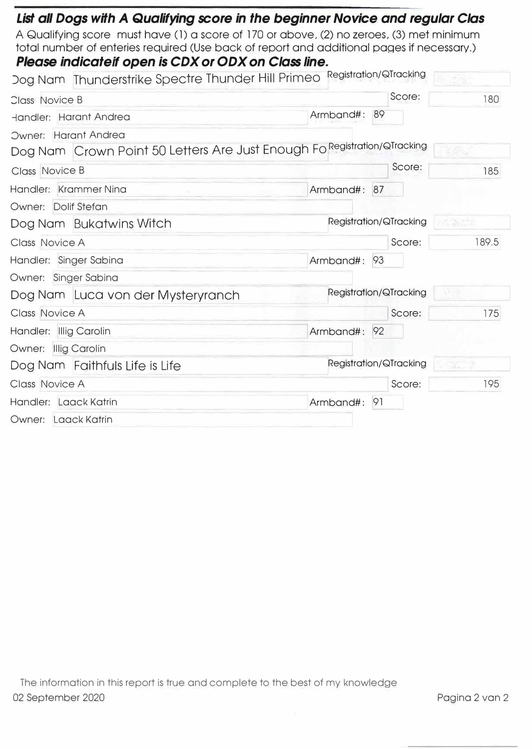***List all Dogs with A Qualifying score in the beginner Novice and regular Clas***

A Qualifying score must have (1) a score of 170 or above, (2) no zeroes, (3) met minimum total number of enteries required (Use back of report and additional pages if necessary.)

***Please indicateif open is CDX or ODX on Class line.***

Dog Nam: Thunderstrike Spectre Thunder Hill Primeo
Registration/QTracking:
Class: Novice B
Score: 180
Handler: Harant Andrea
Armband#: 89
Owner: Harant Andrea

Dog Nam: Crown Point 50 Letters Are Just Enough Fo
Registration/QTracking:
Class: Novice B
Score: 185
Handler: Krammer Nina
Armband#: 87
Owner: Dolif Stefan

Dog Nam: Bukatwins Witch
Registration/QTracking:
Class: Novice A
Score: 189.5
Handler: Singer Sabina
Armband#: 93
Owner: Singer Sabina

Dog Nam: Luca von der Mysteryranch
Registration/QTracking:
Class: Novice A
Score: 175
Handler: Illig Carolin
Armband#: 92
Owner: Illig Carolin

Dog Nam: Faithfuls Life is Life
Registration/QTracking:
Class: Novice A
Score: 195
Handler: Laack Katrin
Armband#: 91
Owner: Laack Katrin

The information in this report is true and complete to the best of my knowledge

02 September 2020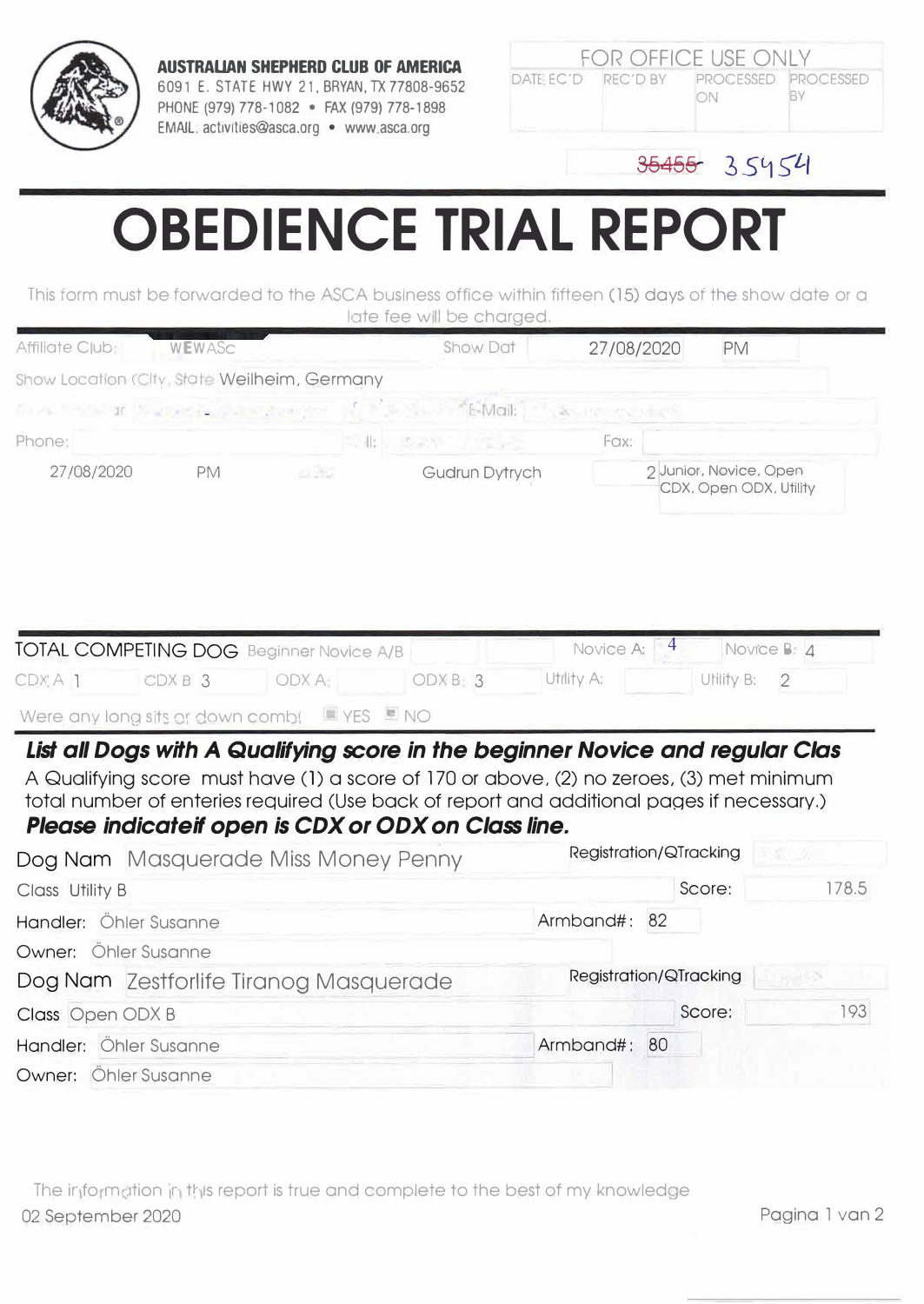**AUSTRALIAN SHEPHERD CLUB OF AMERICA**
6091 E. STATE HWY 21, BRYAN, TX 77808-9652
PHONE (979) 778-1082 • FAX (979) 778-1898
EMAIL: activities@asca.org • www.asca.org

| FOR OFFICE USE ONLY | | | |
|---|---|---|---|
| DATE REC'D | REC'D BY | PROCESSED ON | PROCESSED BY |
| | | | |

~~35455~~ 35454

# OBEDIENCE TRIAL REPORT

This form must be forwarded to the ASCA business office within fifteen (15) days of the show date or a late fee will be charged.

Affiliate Club: WEWASc
Show Dat 27/08/2020 PM

Show Location (City, State Weilheim, Germany

E-Mail:

Phone: Fax:

27/08/2020 PM Gudrun Dytrych 2 Junior, Novice, Open CDX, Open ODX, Utility

TOTAL COMPETING DOG Beginner Novice A/B Novice A: 4 Novice B: 4

CDX A 1 CDX B 3 ODX A: ODX B: 3 Utility A: Utility B: 2

Were any long sits or down combi YES NO

***List all Dogs with A Qualifying score in the beginner Novice and regular Clas***

A Qualifying score must have (1) a score of 170 or above, (2) no zeroes, (3) met minimum total number of enteries required (Use back of report and additional pages if necessary.)

***Please indicateif open is CDX or ODX on Class line.***

Dog Nam Masquerade Miss Money Penny
Registration/QTracking
Class Utility B
Score: 178.5
Handler: Öhler Susanne
Armband#: 82
Owner: Öhler Susanne

Dog Nam Zestforlife Tiranog Masquerade
Registration/QTracking
Class Open ODX B
Score: 193
Handler: Öhler Susanne
Armband#: 80
Owner: Öhler Susanne

The information in this report is true and complete to the best of my knowledge
02 September 2020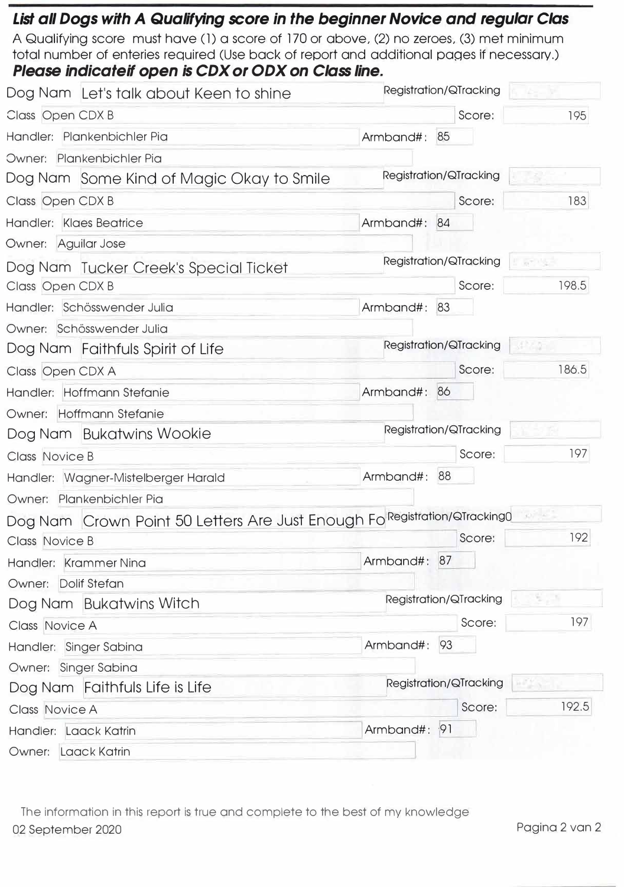## *List all Dogs with A Qualifying score in the beginner Novice and regular Clas*

A Qualifying score must have (1) a score of 170 or above, (2) no zeroes, (3) met minimum total number of enteries required (Use back of report and additional pages if necessary.)

***Please indicateif open is CDX or ODX on Class line.***

Dog Nam: Let's talk about Keen to shine
Registration/QTracking:
Class: Open CDX B
Score: 195
Handler: Plankenbichler Pia
Armband#: 85
Owner: Plankenbichler Pia

Dog Nam: Some Kind of Magic Okay to Smile
Registration/QTracking:
Class: Open CDX B
Score: 183
Handler: Klaes Beatrice
Armband#: 84
Owner: Aguilar Jose

Dog Nam: Tucker Creek's Special Ticket
Registration/QTracking:
Class: Open CDX B
Score: 198.5
Handler: Schösswender Julia
Armband#: 83
Owner: Schösswender Julia

Dog Nam: Faithfuls Spirit of Life
Registration/QTracking:
Class: Open CDX A
Score: 186.5
Handler: Hoffmann Stefanie
Armband#: 86
Owner: Hoffmann Stefanie

Dog Nam: Bukatwins Wookie
Registration/QTracking:
Class: Novice B
Score: 197
Handler: Wagner-Mistelberger Harald
Armband#: 88
Owner: Plankenbichler Pia

Dog Nam: Crown Point 50 Letters Are Just Enough Fo
Registration/QTracking0
Class: Novice B
Score: 192
Handler: Krammer Nina
Armband#: 87
Owner: Dolif Stefan

Dog Nam: Bukatwins Witch
Registration/QTracking:
Class: Novice A
Score: 197
Handler: Singer Sabina
Armband#: 93
Owner: Singer Sabina

Dog Nam: Faithfuls Life is Life
Registration/QTracking:
Class: Novice A
Score: 192.5
Handler: Laack Katrin
Armband#: 91
Owner: Laack Katrin

The information in this report is true and complete to the best of my knowledge

02 September 2020